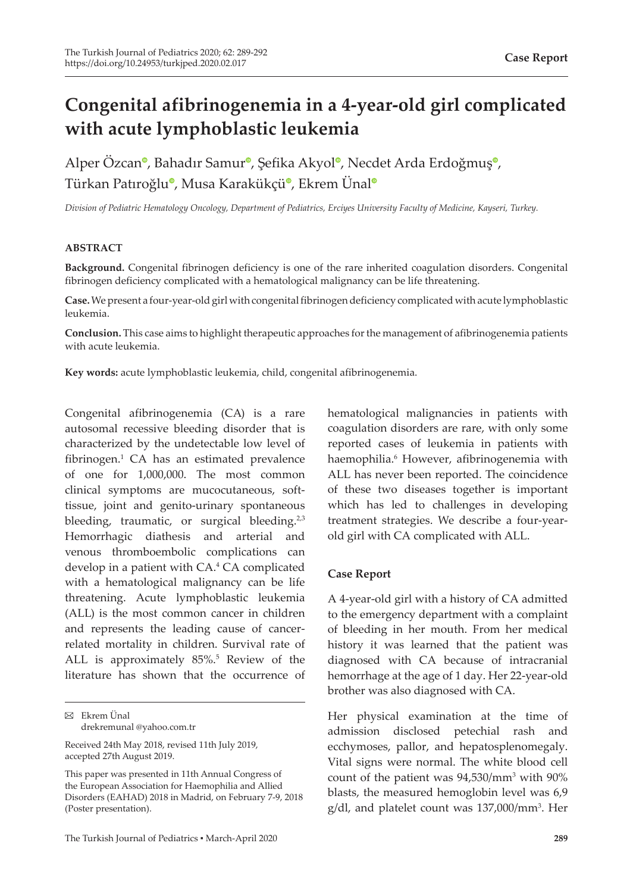# Congenital afibrinogenemia in a 4-year-old girl complicated with acute lymphoblastic leukemia

Alper Özcan, Bahadır Samur, Şefika Akyol, Necdet Arda Erdoğmuş, Türkan Patıroğlu, Musa Karakükçü, Ekrem Ünal

*Division of Pediatric Hematology Oncology, Department of Pediatrics, Erciyes University Faculty of Medicine, Kayseri, Turkey.*

#### ABSTRACT

**Background.** Congenital fibrinogen deficiency is one of the rare inherited coagulation disorders. Congenital fibrinogen deficiency complicated with a hematological malignancy can be life threatening.

**Case.** We present a four-year-old girl with congenital fibrinogen deficiency complicated with acute lymphoblastic leukemia.

**Conclusion.** This case aims to highlight therapeutic approaches for the management of afibrinogenemia patients with acute leukemia.

**Key words:** acute lymphoblastic leukemia, child, congenital afibrinogenemia.

Congenital afibrinogenemia (CA) is a rare autosomal recessive bleeding disorder that is characterized by the undetectable low level of fibrinogen.[1] CA has an estimated prevalence of one for 1,000,000. The most common clinical symptoms are mucocutaneous, soft-tissue, joint and genito-urinary spontaneous bleeding, traumatic, or surgical bleeding.[2,3] Hemorrhagic diathesis and arterial and venous thromboembolic complications can develop in a patient with CA.[4] CA complicated with a hematological malignancy can be life threatening. Acute lymphoblastic leukemia (ALL) is the most common cancer in children and represents the leading cause of cancer-related mortality in children. Survival rate of ALL is approximately 85%.[5] Review of the literature has shown that the occurrence of hematological malignancies in patients with coagulation disorders are rare, with only some reported cases of leukemia in patients with haemophilia.[6] However, afibrinogenemia with ALL has never been reported. The coincidence of these two diseases together is important which has led to challenges in developing treatment strategies. We describe a four-year-old girl with CA complicated with ALL.

## Case Report

A 4-year-old girl with a history of CA admitted to the emergency department with a complaint of bleeding in her mouth. From her medical history it was learned that the patient was diagnosed with CA because of intracranial hemorrhage at the age of 1 day. Her 22-year-old brother was also diagnosed with CA.

Her physical examination at the time of admission disclosed petechial rash and ecchymoses, pallor, and hepatosplenomegaly. Vital signs were normal. The white blood cell count of the patient was 94,530/mm$^3$ with 90% blasts, the measured hemoglobin level was 6,9 g/dl, and platelet count was 137,000/mm$^3$. Her

---

✉ Ekrem Ünal
drekremunal @yahoo.com.tr

Received 24th May 2018, revised 11th July 2019, accepted 27th August 2019.

This paper was presented in 11th Annual Congress of the European Association for Haemophilia and Allied Disorders (EAHAD) 2018 in Madrid, on February 7-9, 2018 (Poster presentation).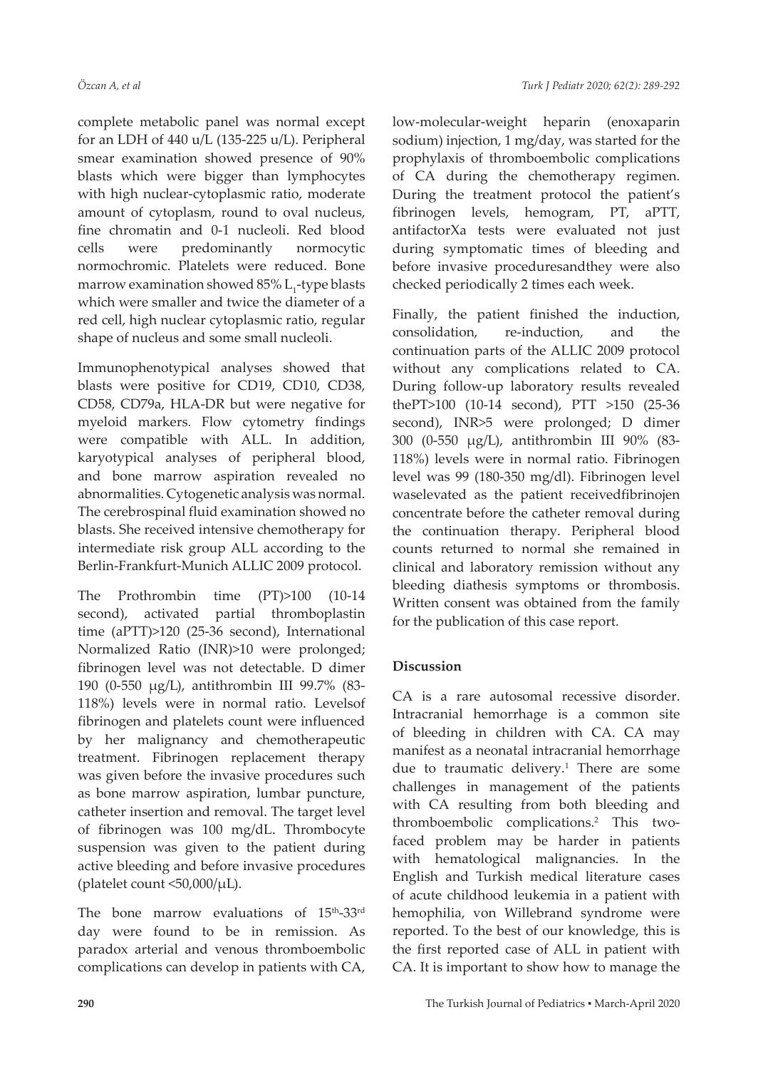complete metabolic panel was normal except for an LDH of 440 u/L (135-225 u/L). Peripheral smear examination showed presence of 90% blasts which were bigger than lymphocytes with high nuclear-cytoplasmic ratio, moderate amount of cytoplasm, round to oval nucleus, fine chromatin and 0-1 nucleoli. Red blood cells were predominantly normocytic normochromic. Platelets were reduced. Bone marrow examination showed 85% $L_1$-type blasts which were smaller and twice the diameter of a red cell, high nuclear cytoplasmic ratio, regular shape of nucleus and some small nucleoli.

Immunophenotypical analyses showed that blasts were positive for CD19, CD10, CD38, CD58, CD79a, HLA-DR but were negative for myeloid markers. Flow cytometry findings were compatible with ALL. In addition, karyotypical analyses of peripheral blood, and bone marrow aspiration revealed no abnormalities. Cytogenetic analysis was normal. The cerebrospinal fluid examination showed no blasts. She received intensive chemotherapy for intermediate risk group ALL according to the Berlin-Frankfurt-Munich ALLIC 2009 protocol.

The Prothrombin time (PT)>100 (10-14 second), activated partial thromboplastin time (aPTT)>120 (25-36 second), International Normalized Ratio (INR)>10 were prolonged; fibrinogen level was not detectable. D dimer 190 (0-550 μg/L), antithrombin III 99.7% (83-118%) levels were in normal ratio. Levelsof fibrinogen and platelets count were influenced by her malignancy and chemotherapeutic treatment. Fibrinogen replacement therapy was given before the invasive procedures such as bone marrow aspiration, lumbar puncture, catheter insertion and removal. The target level of fibrinogen was 100 mg/dL. Thrombocyte suspension was given to the patient during active bleeding and before invasive procedures (platelet count <50,000/μL).

The bone marrow evaluations of 15th-33rd day were found to be in remission. As paradox arterial and venous thromboembolic complications can develop in patients with CA, low-molecular-weight heparin (enoxaparin sodium) injection, 1 mg/day, was started for the prophylaxis of thromboembolic complications of CA during the chemotherapy regimen. During the treatment protocol the patient's fibrinogen levels, hemogram, PT, aPTT, antifactorXa tests were evaluated not just during symptomatic times of bleeding and before invasive proceduresandthey were also checked periodically 2 times each week.

Finally, the patient finished the induction, consolidation, re-induction, and the continuation parts of the ALLIC 2009 protocol without any complications related to CA. During follow-up laboratory results revealed thePT>100 (10-14 second), PTT >150 (25-36 second), INR>5 were prolonged; D dimer 300 (0-550 μg/L), antithrombin III 90% (83-118%) levels were in normal ratio. Fibrinogen level was 99 (180-350 mg/dl). Fibrinogen level waselevated as the patient receivedfibrinojen concentrate before the catheter removal during the continuation therapy. Peripheral blood counts returned to normal she remained in clinical and laboratory remission without any bleeding diathesis symptoms or thrombosis. Written consent was obtained from the family for the publication of this case report.

## Discussion

CA is a rare autosomal recessive disorder. Intracranial hemorrhage is a common site of bleeding in children with CA. CA may manifest as a neonatal intracranial hemorrhage due to traumatic delivery.[1] There are some challenges in management of the patients with CA resulting from both bleeding and thromboembolic complications.[2] This two-faced problem may be harder in patients with hematological malignancies. In the English and Turkish medical literature cases of acute childhood leukemia in a patient with hemophilia, von Willebrand syndrome were reported. To the best of our knowledge, this is the first reported case of ALL in patient with CA. It is important to show how to manage the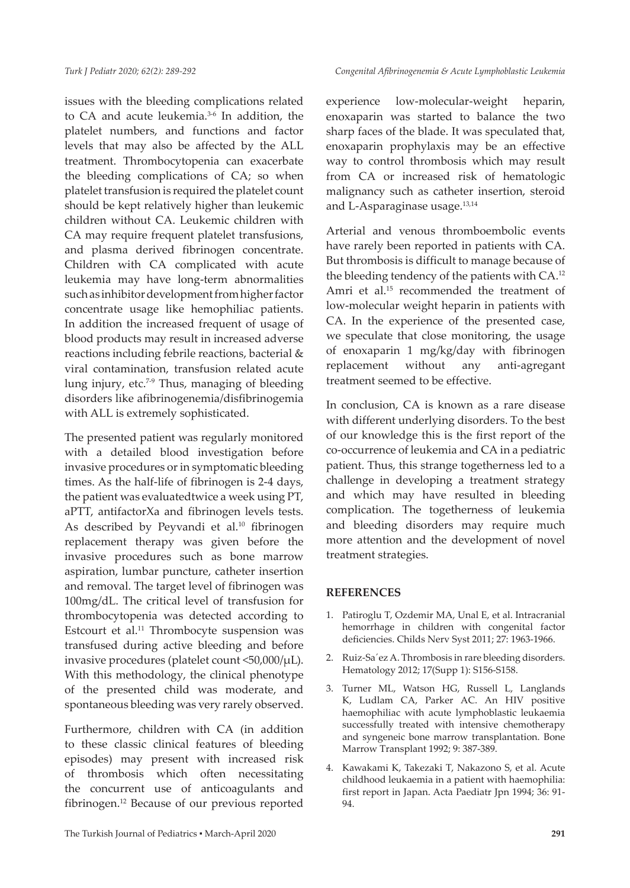issues with the bleeding complications related to CA and acute leukemia.[3-6] In addition, the platelet numbers, and functions and factor levels that may also be affected by the ALL treatment. Thrombocytopenia can exacerbate the bleeding complications of CA; so when platelet transfusion is required the platelet count should be kept relatively higher than leukemic children without CA. Leukemic children with CA may require frequent platelet transfusions, and plasma derived fibrinogen concentrate. Children with CA complicated with acute leukemia may have long-term abnormalities such as inhibitor development from higher factor concentrate usage like hemophiliac patients. In addition the increased frequent of usage of blood products may result in increased adverse reactions including febrile reactions, bacterial & viral contamination, transfusion related acute lung injury, etc.[7-9] Thus, managing of bleeding disorders like afibrinogenemia/disfibrinogemia with ALL is extremely sophisticated.

The presented patient was regularly monitored with a detailed blood investigation before invasive procedures or in symptomatic bleeding times. As the half-life of fibrinogen is 2-4 days, the patient was evaluatedtwice a week using PT, aPTT, antifactorXa and fibrinogen levels tests. As described by Peyvandi et al.[10] fibrinogen replacement therapy was given before the invasive procedures such as bone marrow aspiration, lumbar puncture, catheter insertion and removal. The target level of fibrinogen was 100mg/dL. The critical level of transfusion for thrombocytopenia was detected according to Estcourt et al.[11] Thrombocyte suspension was transfused during active bleeding and before invasive procedures (platelet count <50,000/μL). With this methodology, the clinical phenotype of the presented child was moderate, and spontaneous bleeding was very rarely observed.

Furthermore, children with CA (in addition to these classic clinical features of bleeding episodes) may present with increased risk of thrombosis which often necessitating the concurrent use of anticoagulants and fibrinogen.[12] Because of our previous reported experience low-molecular-weight heparin, enoxaparin was started to balance the two sharp faces of the blade. It was speculated that, enoxaparin prophylaxis may be an effective way to control thrombosis which may result from CA or increased risk of hematologic malignancy such as catheter insertion, steroid and L-Asparaginase usage.[13,14]

Arterial and venous thromboembolic events have rarely been reported in patients with CA. But thrombosis is difficult to manage because of the bleeding tendency of the patients with CA.[12] Amri et al.[15] recommended the treatment of low-molecular weight heparin in patients with CA. In the experience of the presented case, we speculate that close monitoring, the usage of enoxaparin 1 mg/kg/day with fibrinogen replacement without any anti-agregant treatment seemed to be effective.

In conclusion, CA is known as a rare disease with different underlying disorders. To the best of our knowledge this is the first report of the co-occurrence of leukemia and CA in a pediatric patient. Thus, this strange togetherness led to a challenge in developing a treatment strategy and which may have resulted in bleeding complication. The togetherness of leukemia and bleeding disorders may require much more attention and the development of novel treatment strategies.

## REFERENCES

1. Patiroglu T, Ozdemir MA, Unal E, et al. Intracranial hemorrhage in children with congenital factor deficiencies. Childs Nerv Syst 2011; 27: 1963-1966.
2. Ruiz-Sa´ez A. Thrombosis in rare bleeding disorders. Hematology 2012; 17(Supp 1): S156-S158.
3. Turner ML, Watson HG, Russell L, Langlands K, Ludlam CA, Parker AC. An HIV positive haemophiliac with acute lymphoblastic leukaemia successfully treated with intensive chemotherapy and syngeneic bone marrow transplantation. Bone Marrow Transplant 1992; 9: 387-389.
4. Kawakami K, Takezaki T, Nakazono S, et al. Acute childhood leukaemia in a patient with haemophilia: first report in Japan. Acta Paediatr Jpn 1994; 36: 91-94.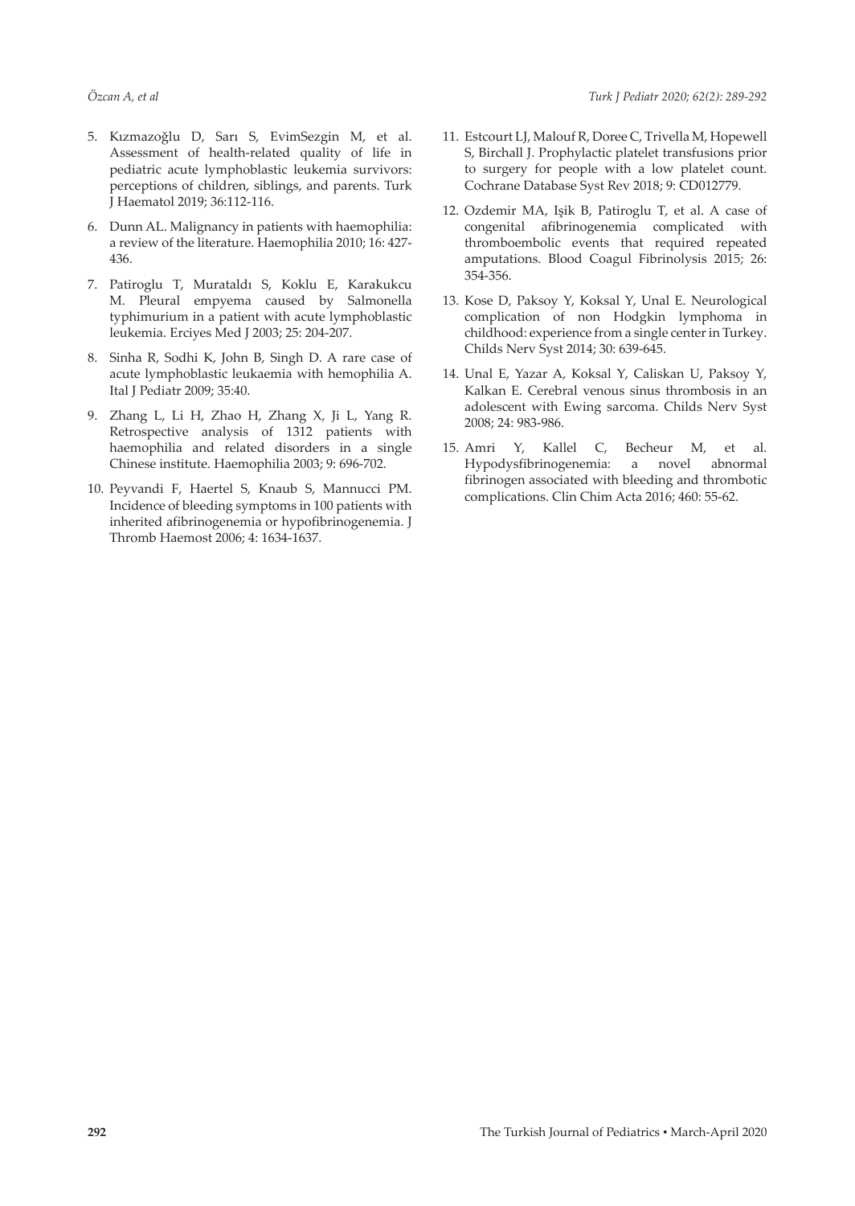5. Kızmazoğlu D, Sarı S, EvimSezgin M, et al. Assessment of health-related quality of life in pediatric acute lymphoblastic leukemia survivors: perceptions of children, siblings, and parents. Turk J Haematol 2019; 36:112-116.
6. Dunn AL. Malignancy in patients with haemophilia: a review of the literature. Haemophilia 2010; 16: 427-436.
7. Patiroglu T, Murataldı S, Koklu E, Karakukcu M. Pleural empyema caused by Salmonella typhimurium in a patient with acute lymphoblastic leukemia. Erciyes Med J 2003; 25: 204-207.
8. Sinha R, Sodhi K, John B, Singh D. A rare case of acute lymphoblastic leukaemia with hemophilia A. Ital J Pediatr 2009; 35:40.
9. Zhang L, Li H, Zhao H, Zhang X, Ji L, Yang R. Retrospective analysis of 1312 patients with haemophilia and related disorders in a single Chinese institute. Haemophilia 2003; 9: 696-702.
10. Peyvandi F, Haertel S, Knaub S, Mannucci PM. Incidence of bleeding symptoms in 100 patients with inherited afibrinogenemia or hypofibrinogenemia. J Thromb Haemost 2006; 4: 1634-1637.
11. Estcourt LJ, Malouf R, Doree C, Trivella M, Hopewell S, Birchall J. Prophylactic platelet transfusions prior to surgery for people with a low platelet count. Cochrane Database Syst Rev 2018; 9: CD012779.
12. Ozdemir MA, Işik B, Patiroglu T, et al. A case of congenital afibrinogenemia complicated with thromboembolic events that required repeated amputations. Blood Coagul Fibrinolysis 2015; 26: 354-356.
13. Kose D, Paksoy Y, Koksal Y, Unal E. Neurological complication of non Hodgkin lymphoma in childhood: experience from a single center in Turkey. Childs Nerv Syst 2014; 30: 639-645.
14. Unal E, Yazar A, Koksal Y, Caliskan U, Paksoy Y, Kalkan E. Cerebral venous sinus thrombosis in an adolescent with Ewing sarcoma. Childs Nerv Syst 2008; 24: 983-986.
15. Amri Y, Kallel C, Becheur M, et al. Hypodysfibrinogenemia: a novel abnormal fibrinogen associated with bleeding and thrombotic complications. Clin Chim Acta 2016; 460: 55-62.